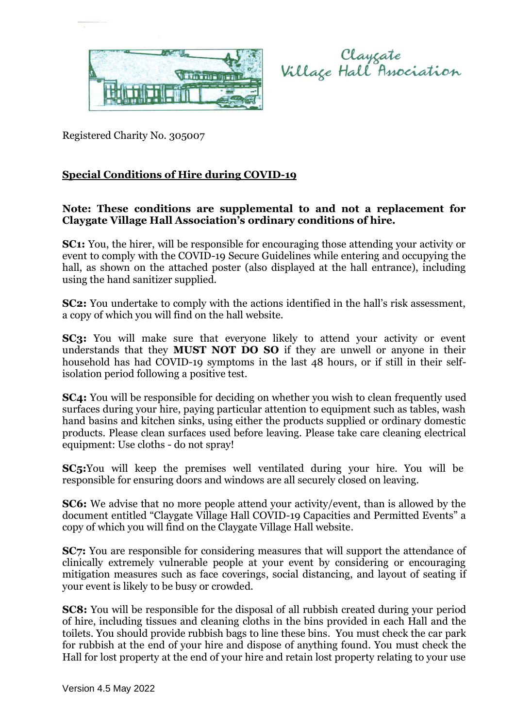Claygate Village Hall Association

Registered Charity No. 305007

## Special Conditions of Hire during COVID-19

**Note: These conditions are supplemental to and not a replacement for Claygate Village Hall Association's ordinary conditions of hire.**

**SC1:** You, the hirer, will be responsible for encouraging those attending your activity or event to comply with the COVID-19 Secure Guidelines while entering and occupying the hall, as shown on the attached poster (also displayed at the hall entrance), including using the hand sanitizer supplied.

**SC2:** You undertake to comply with the actions identified in the hall's risk assessment, a copy of which you will find on the hall website.

**SC3:** You will make sure that everyone likely to attend your activity or event understands that they **MUST NOT DO SO** if they are unwell or anyone in their household has had COVID-19 symptoms in the last 48 hours, or if still in their self-isolation period following a positive test.

**SC4:** You will be responsible for deciding on whether you wish to clean frequently used surfaces during your hire, paying particular attention to equipment such as tables, wash hand basins and kitchen sinks, using either the products supplied or ordinary domestic products. Please clean surfaces used before leaving. Please take care cleaning electrical equipment: Use cloths - do not spray!

**SC5:** You will keep the premises well ventilated during your hire. You will be responsible for ensuring doors and windows are all securely closed on leaving.

**SC6:** We advise that no more people attend your activity/event, than is allowed by the document entitled "Claygate Village Hall COVID-19 Capacities and Permitted Events" a copy of which you will find on the Claygate Village Hall website.

**SC7:** You are responsible for considering measures that will support the attendance of clinically extremely vulnerable people at your event by considering or encouraging mitigation measures such as face coverings, social distancing, and layout of seating if your event is likely to be busy or crowded.

**SC8:** You will be responsible for the disposal of all rubbish created during your period of hire, including tissues and cleaning cloths in the bins provided in each Hall and the toilets. You should provide rubbish bags to line these bins. You must check the car park for rubbish at the end of your hire and dispose of anything found. You must check the Hall for lost property at the end of your hire and retain lost property relating to your use

Version 4.5 May 2022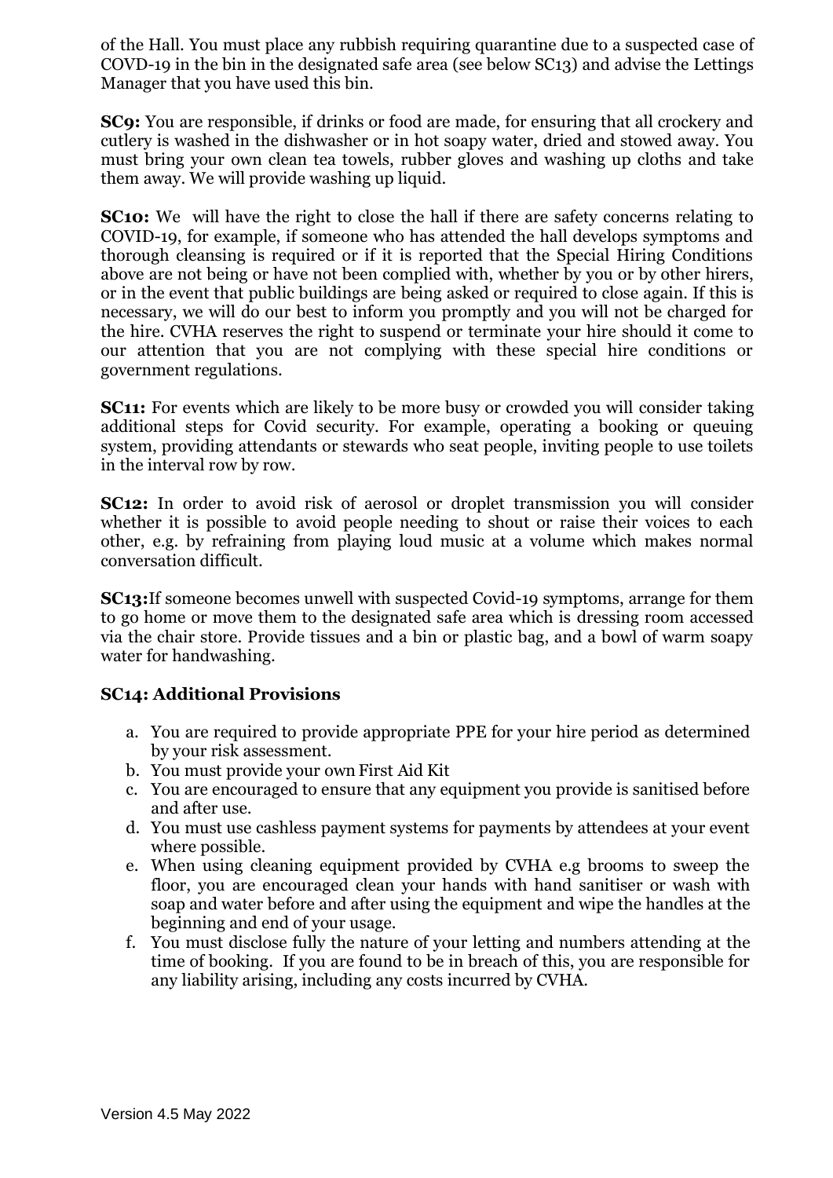of the Hall. You must place any rubbish requiring quarantine due to a suspected case of COVD-19 in the bin in the designated safe area (see below SC13) and advise the Lettings Manager that you have used this bin.

**SC9:** You are responsible, if drinks or food are made, for ensuring that all crockery and cutlery is washed in the dishwasher or in hot soapy water, dried and stowed away. You must bring your own clean tea towels, rubber gloves and washing up cloths and take them away. We will provide washing up liquid.

**SC10:** We will have the right to close the hall if there are safety concerns relating to COVID-19, for example, if someone who has attended the hall develops symptoms and thorough cleansing is required or if it is reported that the Special Hiring Conditions above are not being or have not been complied with, whether by you or by other hirers, or in the event that public buildings are being asked or required to close again. If this is necessary, we will do our best to inform you promptly and you will not be charged for the hire. CVHA reserves the right to suspend or terminate your hire should it come to our attention that you are not complying with these special hire conditions or government regulations.

**SC11:** For events which are likely to be more busy or crowded you will consider taking additional steps for Covid security. For example, operating a booking or queuing system, providing attendants or stewards who seat people, inviting people to use toilets in the interval row by row.

**SC12:** In order to avoid risk of aerosol or droplet transmission you will consider whether it is possible to avoid people needing to shout or raise their voices to each other, e.g. by refraining from playing loud music at a volume which makes normal conversation difficult.

**SC13:**If someone becomes unwell with suspected Covid-19 symptoms, arrange for them to go home or move them to the designated safe area which is dressing room accessed via the chair store. Provide tissues and a bin or plastic bag, and a bowl of warm soapy water for handwashing.

**SC14: Additional Provisions**

a. You are required to provide appropriate PPE for your hire period as determined by your risk assessment.
b. You must provide your own First Aid Kit
c. You are encouraged to ensure that any equipment you provide is sanitised before and after use.
d. You must use cashless payment systems for payments by attendees at your event where possible.
e. When using cleaning equipment provided by CVHA e.g brooms to sweep the floor, you are encouraged clean your hands with hand sanitiser or wash with soap and water before and after using the equipment and wipe the handles at the beginning and end of your usage.
f. You must disclose fully the nature of your letting and numbers attending at the time of booking. If you are found to be in breach of this, you are responsible for any liability arising, including any costs incurred by CVHA.

Version 4.5 May 2022